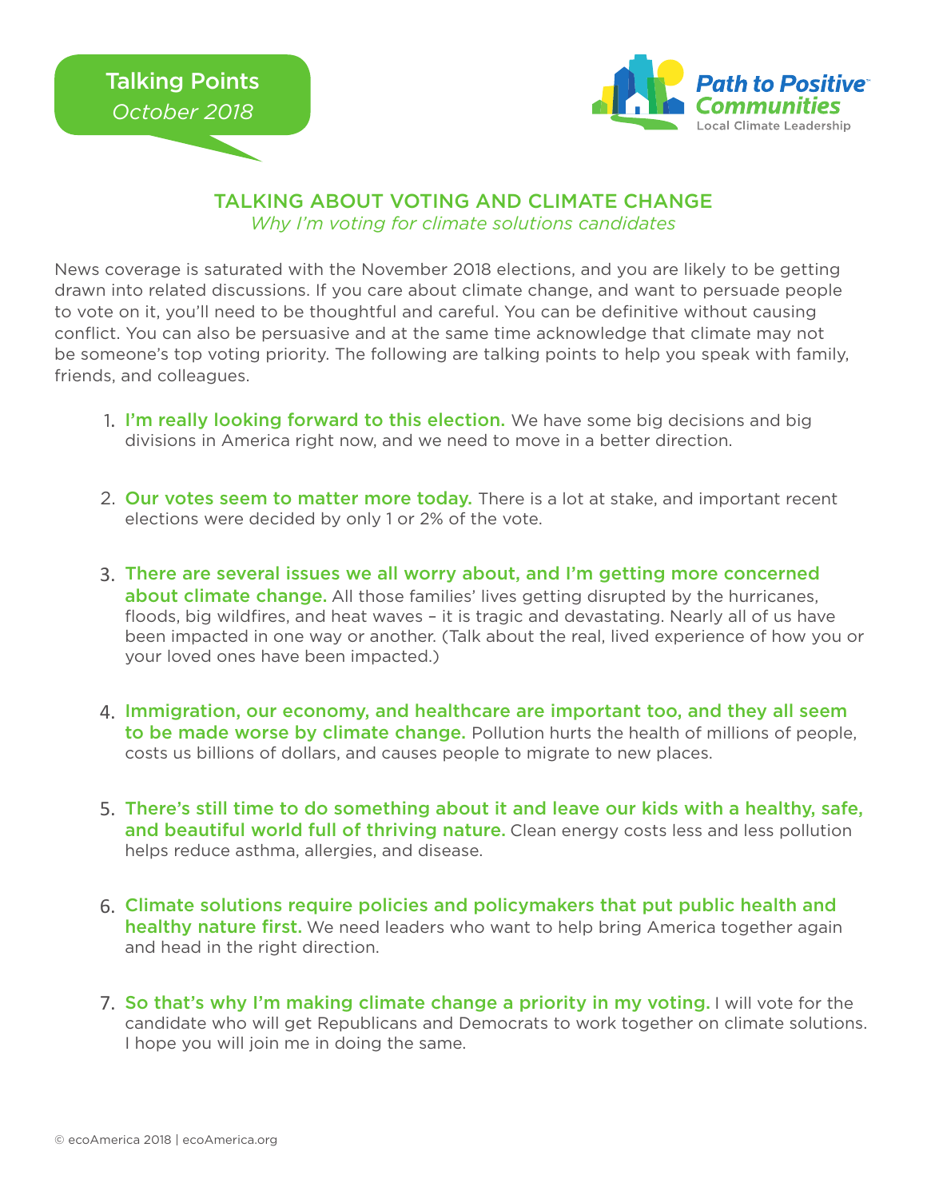Talking Points
*October 2018*

**Path to Positive Communities**
Local Climate Leadership

## TALKING ABOUT VOTING AND CLIMATE CHANGE

*Why I'm voting for climate solutions candidates*

News coverage is saturated with the November 2018 elections, and you are likely to be getting drawn into related discussions. If you care about climate change, and want to persuade people to vote on it, you'll need to be thoughtful and careful. You can be definitive without causing conflict. You can also be persuasive and at the same time acknowledge that climate may not be someone's top voting priority. The following are talking points to help you speak with family, friends, and colleagues.

1. **I'm really looking forward to this election.** We have some big decisions and big divisions in America right now, and we need to move in a better direction.

2. **Our votes seem to matter more today.** There is a lot at stake, and important recent elections were decided by only 1 or 2% of the vote.

3. **There are several issues we all worry about, and I'm getting more concerned about climate change.** All those families' lives getting disrupted by the hurricanes, floods, big wildfires, and heat waves – it is tragic and devastating. Nearly all of us have been impacted in one way or another. (Talk about the real, lived experience of how you or your loved ones have been impacted.)

4. **Immigration, our economy, and healthcare are important too, and they all seem to be made worse by climate change.** Pollution hurts the health of millions of people, costs us billions of dollars, and causes people to migrate to new places.

5. **There's still time to do something about it and leave our kids with a healthy, safe, and beautiful world full of thriving nature.** Clean energy costs less and less pollution helps reduce asthma, allergies, and disease.

6. **Climate solutions require policies and policymakers that put public health and healthy nature first.** We need leaders who want to help bring America together again and head in the right direction.

7. **So that's why I'm making climate change a priority in my voting.** I will vote for the candidate who will get Republicans and Democrats to work together on climate solutions. I hope you will join me in doing the same.

© ecoAmerica 2018 | ecoAmerica.org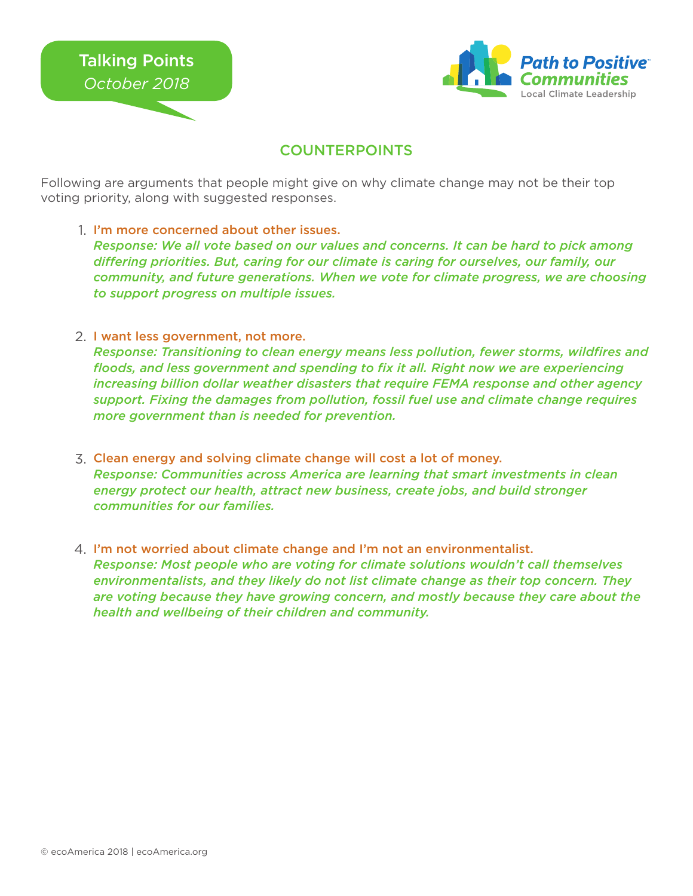Talking Points
*October 2018*

Path to Positive Communities
Local Climate Leadership

## COUNTERPOINTS

Following are arguments that people might give on why climate change may not be their top voting priority, along with suggested responses.

1. **I'm more concerned about other issues.**
   *Response: We all vote based on our values and concerns. It can be hard to pick among differing priorities. But, caring for our climate is caring for ourselves, our family, our community, and future generations. When we vote for climate progress, we are choosing to support progress on multiple issues.*

2. **I want less government, not more.**
   *Response: Transitioning to clean energy means less pollution, fewer storms, wildfires and floods, and less government and spending to fix it all. Right now we are experiencing increasing billion dollar weather disasters that require FEMA response and other agency support. Fixing the damages from pollution, fossil fuel use and climate change requires more government than is needed for prevention.*

3. **Clean energy and solving climate change will cost a lot of money.**
   *Response: Communities across America are learning that smart investments in clean energy protect our health, attract new business, create jobs, and build stronger communities for our families.*

4. **I'm not worried about climate change and I'm not an environmentalist.**
   *Response: Most people who are voting for climate solutions wouldn't call themselves environmentalists, and they likely do not list climate change as their top concern. They are voting because they have growing concern, and mostly because they care about the health and wellbeing of their children and community.*

© ecoAmerica 2018 | ecoAmerica.org